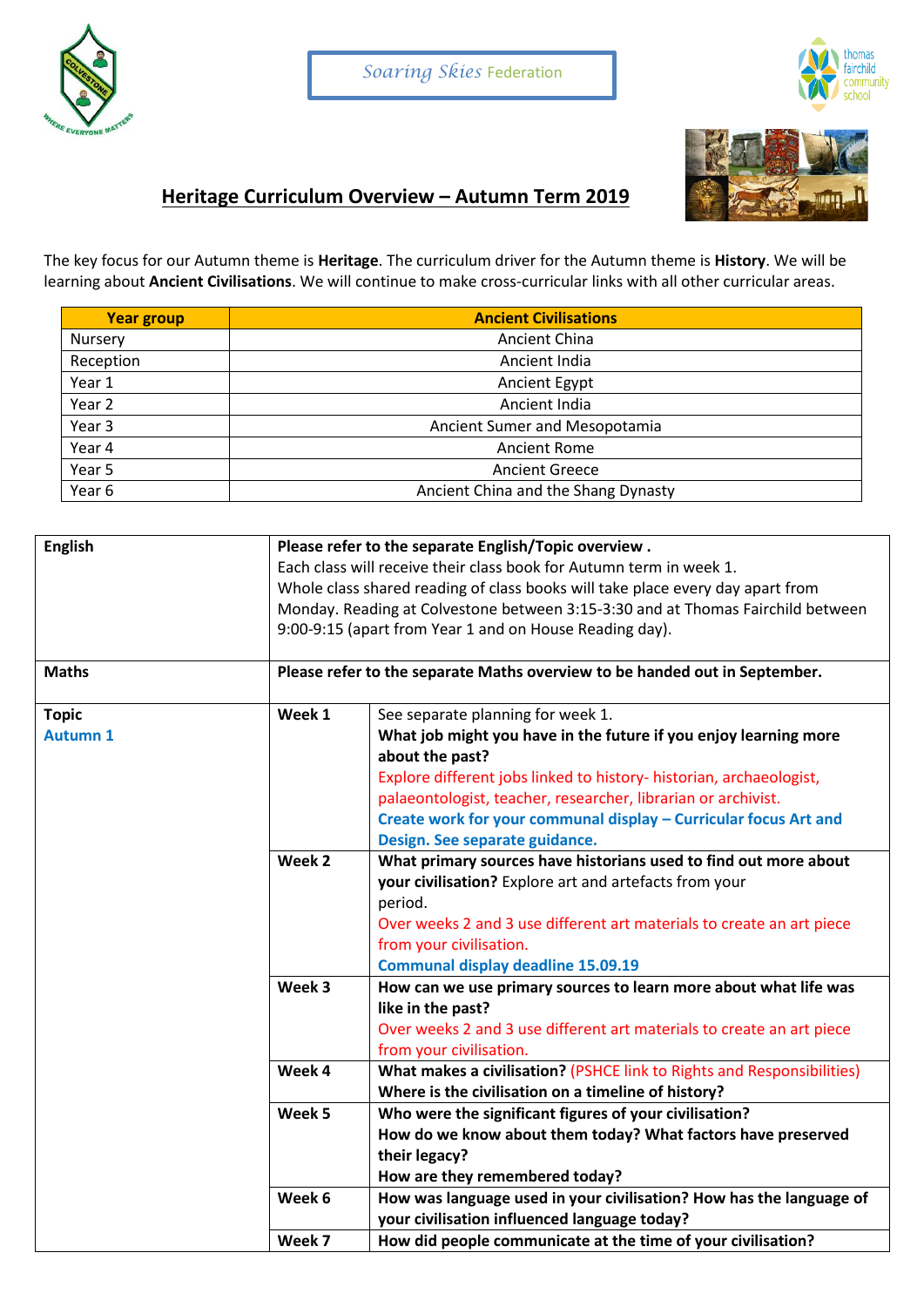Soaring Skies Federation

# Heritage Curriculum Overview – Autumn Term 2019

The key focus for our Autumn theme is **Heritage**. The curriculum driver for the Autumn theme is **History**. We will be learning about **Ancient Civilisations**. We will continue to make cross-curricular links with all other curricular areas.

| Year group | Ancient Civilisations |
|---|---|
| Nursery | Ancient China |
| Reception | Ancient India |
| Year 1 | Ancient Egypt |
| Year 2 | Ancient India |
| Year 3 | Ancient Sumer and Mesopotamia |
| Year 4 | Ancient Rome |
| Year 5 | Ancient Greece |
| Year 6 | Ancient China and the Shang Dynasty |

| | | |
|---|---|---|
| **English** | **Please refer to the separate English/Topic overview .** Each class will receive their class book for Autumn term in week 1. Whole class shared reading of class books will take place every day apart from Monday. Reading at Colvestone between 3:15-3:30 and at Thomas Fairchild between 9:00-9:15 (apart from Year 1 and on House Reading day). | |
| **Maths** | **Please refer to the separate Maths overview to be handed out in September.** | |
| **Topic** **Autumn 1** | **Week 1** | See separate planning for week 1. **What job might you have in the future if you enjoy learning more about the past?** Explore different jobs linked to history- historian, archaeologist, palaeontologist, teacher, researcher, librarian or archivist. **Create work for your communal display – Curricular focus Art and Design. See separate guidance.** |
| | **Week 2** | **What primary sources have historians used to find out more about your civilisation?** Explore art and artefacts from your period. Over weeks 2 and 3 use different art materials to create an art piece from your civilisation. **Communal display deadline 15.09.19** |
| | **Week 3** | **How can we use primary sources to learn more about what life was like in the past?** Over weeks 2 and 3 use different art materials to create an art piece from your civilisation. |
| | **Week 4** | **What makes a civilisation?** (PSHCE link to Rights and Responsibilities) **Where is the civilisation on a timeline of history?** |
| | **Week 5** | **Who were the significant figures of your civilisation? How do we know about them today? What factors have preserved their legacy? How are they remembered today?** |
| | **Week 6** | **How was language used in your civilisation? How has the language of your civilisation influenced language today?** |
| | **Week 7** | **How did people communicate at the time of your civilisation?** |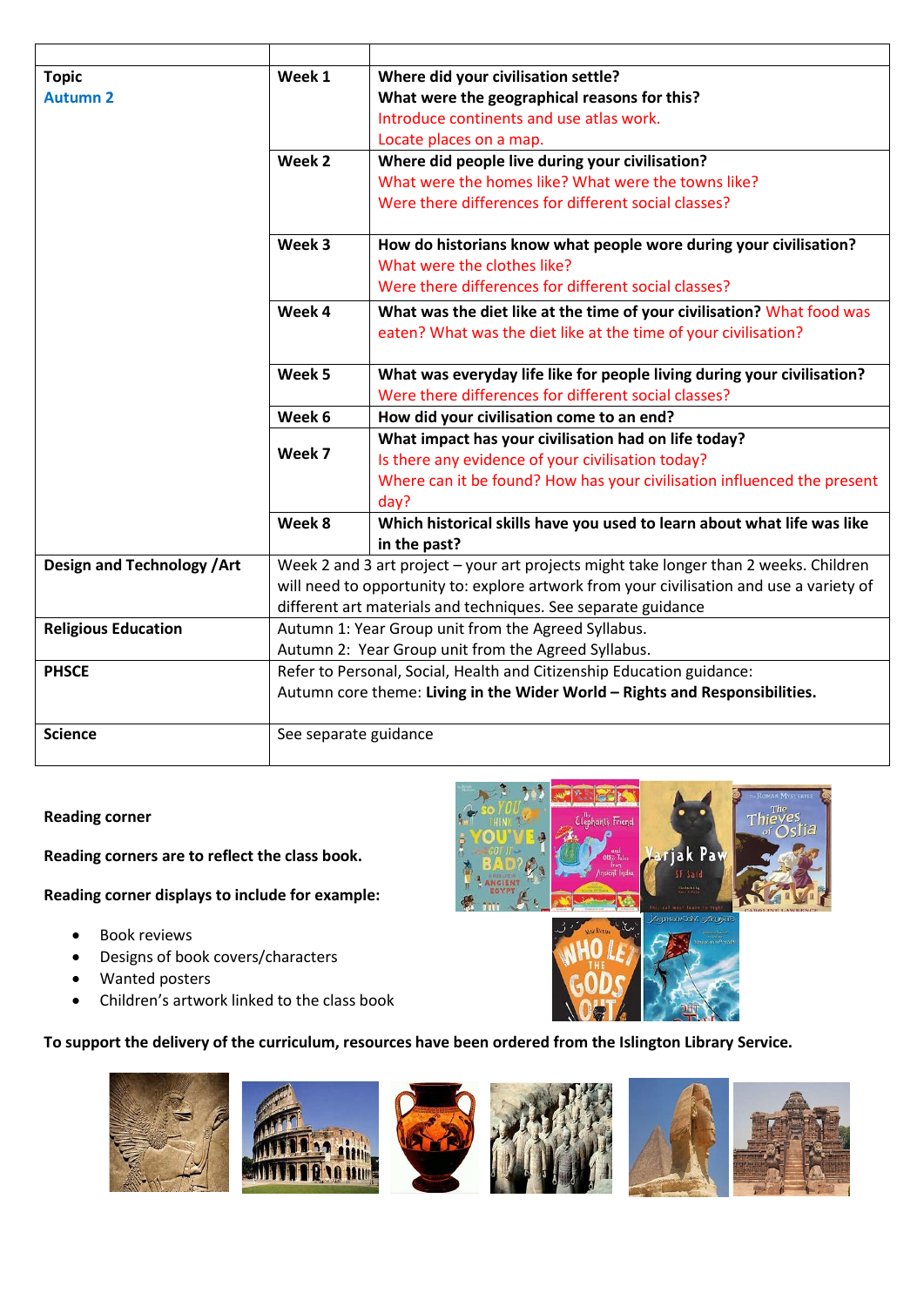| | | |
|---|---|---|
| **Topic** Autumn 2 | **Week 1** | **Where did your civilisation settle?** **What were the geographical reasons for this?** Introduce continents and use atlas work. Locate places on a map. |
| | **Week 2** | **Where did people live during your civilisation?** What were the homes like? What were the towns like? Were there differences for different social classes? |
| | **Week 3** | **How do historians know what people wore during your civilisation?** What were the clothes like? Were there differences for different social classes? |
| | **Week 4** | **What was the diet like at the time of your civilisation?** What food was eaten? What was the diet like at the time of your civilisation? |
| | **Week 5** | **What was everyday life like for people living during your civilisation?** Were there differences for different social classes? |
| | **Week 6** | **How did your civilisation come to an end?** |
| | **Week 7** | **What impact has your civilisation had on life today?** Is there any evidence of your civilisation today? Where can it be found? How has your civilisation influenced the present day? |
| | **Week 8** | **Which historical skills have you used to learn about what life was like in the past?** |
| **Design and Technology /Art** | Week 2 and 3 art project – your art projects might take longer than 2 weeks. Children will need to opportunity to: explore artwork from your civilisation and use a variety of different art materials and techniques. See separate guidance | |
| **Religious Education** | Autumn 1: Year Group unit from the Agreed Syllabus. Autumn 2: Year Group unit from the Agreed Syllabus. | |
| **PHSCE** | Refer to Personal, Social, Health and Citizenship Education guidance: Autumn core theme: **Living in the Wider World – Rights and Responsibilities.** | |
| **Science** | See separate guidance | |

**Reading corner**

**Reading corners are to reflect the class book.**

**Reading corner displays to include for example:**

- Book reviews
- Designs of book covers/characters
- Wanted posters
- Children's artwork linked to the class book

**To support the delivery of the curriculum, resources have been ordered from the Islington Library Service.**